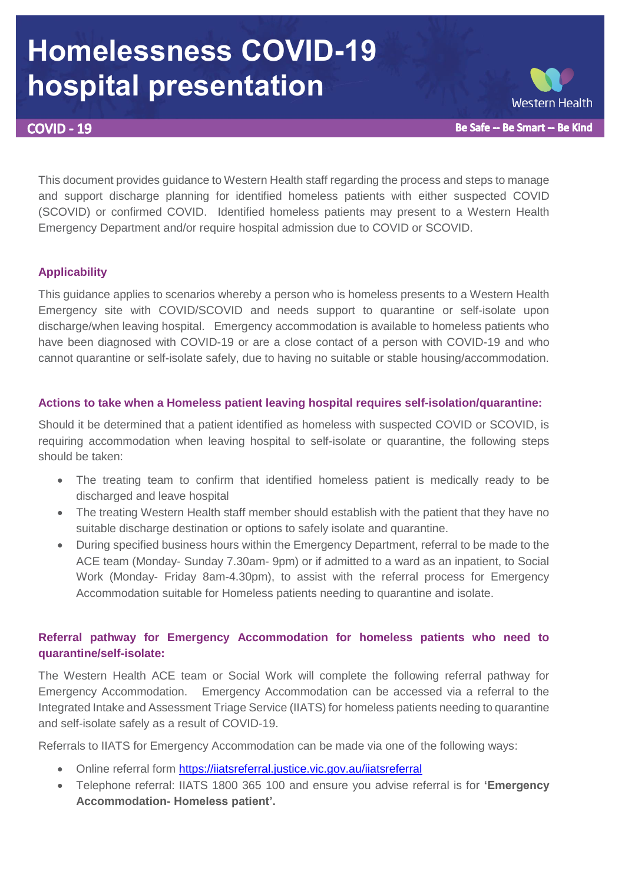# Homelessness COVID-19 hospital presentation

Western Health

**COVID - 19**

**Be Safe -- Be Smart -- Be Kind**

This document provides guidance to Western Health staff regarding the process and steps to manage and support discharge planning for identified homeless patients with either suspected COVID (SCOVID) or confirmed COVID. Identified homeless patients may present to a Western Health Emergency Department and/or require hospital admission due to COVID or SCOVID.

### Applicability

This guidance applies to scenarios whereby a person who is homeless presents to a Western Health Emergency site with COVID/SCOVID and needs support to quarantine or self-isolate upon discharge/when leaving hospital. Emergency accommodation is available to homeless patients who have been diagnosed with COVID-19 or are a close contact of a person with COVID-19 and who cannot quarantine or self-isolate safely, due to having no suitable or stable housing/accommodation.

### Actions to take when a Homeless patient leaving hospital requires self-isolation/quarantine:

Should it be determined that a patient identified as homeless with suspected COVID or SCOVID, is requiring accommodation when leaving hospital to self-isolate or quarantine, the following steps should be taken:

- The treating team to confirm that identified homeless patient is medically ready to be discharged and leave hospital
- The treating Western Health staff member should establish with the patient that they have no suitable discharge destination or options to safely isolate and quarantine.
- During specified business hours within the Emergency Department, referral to be made to the ACE team (Monday- Sunday 7.30am- 9pm) or if admitted to a ward as an inpatient, to Social Work (Monday- Friday 8am-4.30pm), to assist with the referral process for Emergency Accommodation suitable for Homeless patients needing to quarantine and isolate.

### Referral pathway for Emergency Accommodation for homeless patients who need to quarantine/self-isolate:

The Western Health ACE team or Social Work will complete the following referral pathway for Emergency Accommodation. Emergency Accommodation can be accessed via a referral to the Integrated Intake and Assessment Triage Service (IIATS) for homeless patients needing to quarantine and self-isolate safely as a result of COVID-19.

Referrals to IIATS for Emergency Accommodation can be made via one of the following ways:

- Online referral form https://iiatsreferral.justice.vic.gov.au/iiatsreferral
- Telephone referral: IIATS 1800 365 100 and ensure you advise referral is for **'Emergency Accommodation- Homeless patient'.**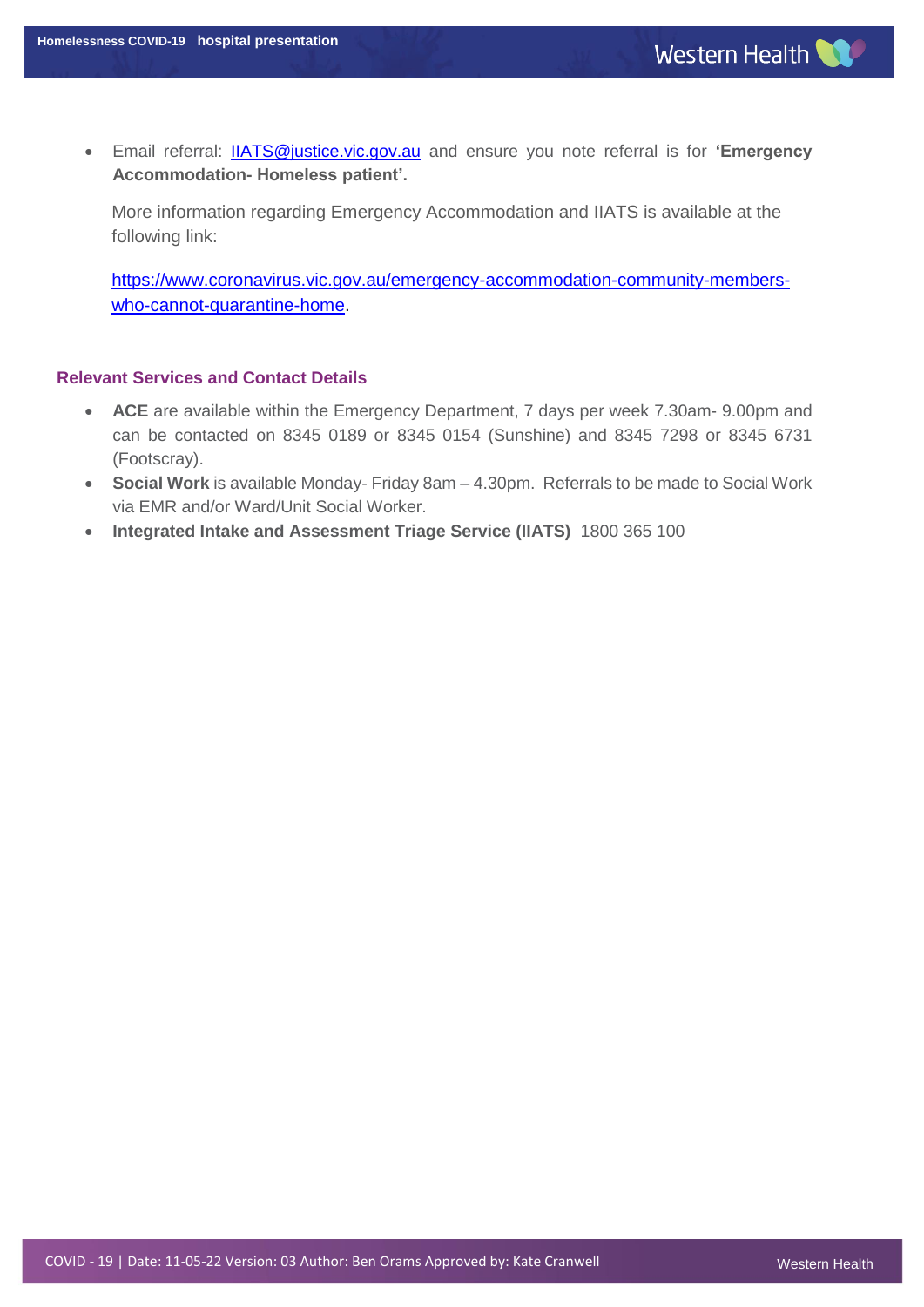- Email referral: IIATS@justice.vic.gov.au and ensure you note referral is for **'Emergency Accommodation- Homeless patient'.**

  More information regarding Emergency Accommodation and IIATS is available at the following link:

  https://www.coronavirus.vic.gov.au/emergency-accommodation-community-members-who-cannot-quarantine-home.

## Relevant Services and Contact Details

- **ACE** are available within the Emergency Department, 7 days per week 7.30am- 9.00pm and can be contacted on 8345 0189 or 8345 0154 (Sunshine) and 8345 7298 or 8345 6731 (Footscray).
- **Social Work** is available Monday- Friday 8am – 4.30pm. Referrals to be made to Social Work via EMR and/or Ward/Unit Social Worker.
- **Integrated Intake and Assessment Triage Service (IIATS)** 1800 365 100